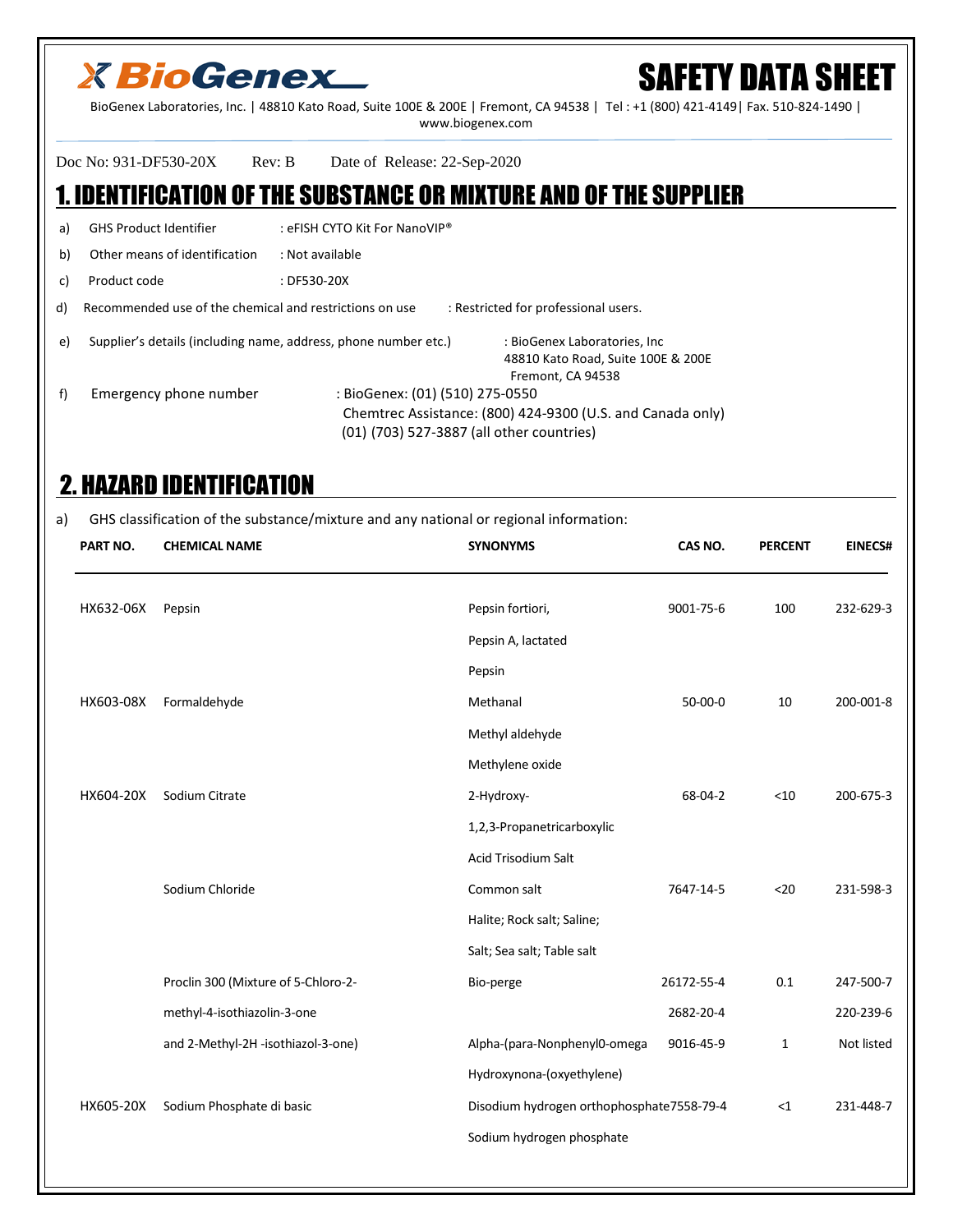BioGenex

# SAFETY DATA SHEET

BioGenex Laboratories, Inc. | 48810 Kato Road, Suite 100E & 200E | Fremont, CA 94538 | Tel : +1 (800) 421-4149| Fax. 510-824-1490 | www.biogenex.com

Doc No: 931-DF530-20X Rev: B Date of Release: 22-Sep-2020

## 1. IDENTIFICATION OF THE SUBSTANCE OR MIXTURE AND OF THE SUPPLIER

a) GHS Product Identifier : eFISH CYTO Kit For NanoVIP®

b) Other means of identification : Not available

c) Product code : DF530-20X

d) Recommended use of the chemical and restrictions on use : Restricted for professional users.

e) Supplier's details (including name, address, phone number etc.) : BioGenex Laboratories, Inc
48810 Kato Road, Suite 100E & 200E
Fremont, CA 94538

f) Emergency phone number : BioGenex: (01) (510) 275-0550
Chemtrec Assistance: (800) 424-9300 (U.S. and Canada only)
(01) (703) 527-3887 (all other countries)

## 2. HAZARD IDENTIFICATION

a) GHS classification of the substance/mixture and any national or regional information:

| PART NO. | CHEMICAL NAME | SYNONYMS | CAS NO. | PERCENT | EINECS# |
|---|---|---|---|---|---|
| HX632-06X | Pepsin | Pepsin fortiori, Pepsin A, lactated Pepsin | 9001-75-6 | 100 | 232-629-3 |
| HX603-08X | Formaldehyde | Methanal Methyl aldehyde Methylene oxide | 50-00-0 | 10 | 200-001-8 |
| HX604-20X | Sodium Citrate | 2-Hydroxy-1,2,3-Propanetricarboxylic Acid Trisodium Salt | 68-04-2 | <10 | 200-675-3 |
| | Sodium Chloride | Common salt Halite; Rock salt; Saline; Salt; Sea salt; Table salt | 7647-14-5 | <20 | 231-598-3 |
| | Proclin 300 (Mixture of 5-Chloro-2-methyl-4-isothiazolin-3-one and 2-Methyl-2H -isothiazol-3-one) | Bio-perge | 26172-55-4 2682-20-4 | 0.1 | 247-500-7 220-239-6 |
| | | Alpha-(para-Nonphenyl0-omega Hydroxynona-(oxyethylene) | 9016-45-9 | 1 | Not listed |
| HX605-20X | Sodium Phosphate di basic | Disodium hydrogen orthophosphate Sodium hydrogen phosphate | 7558-79-4 | <1 | 231-448-7 |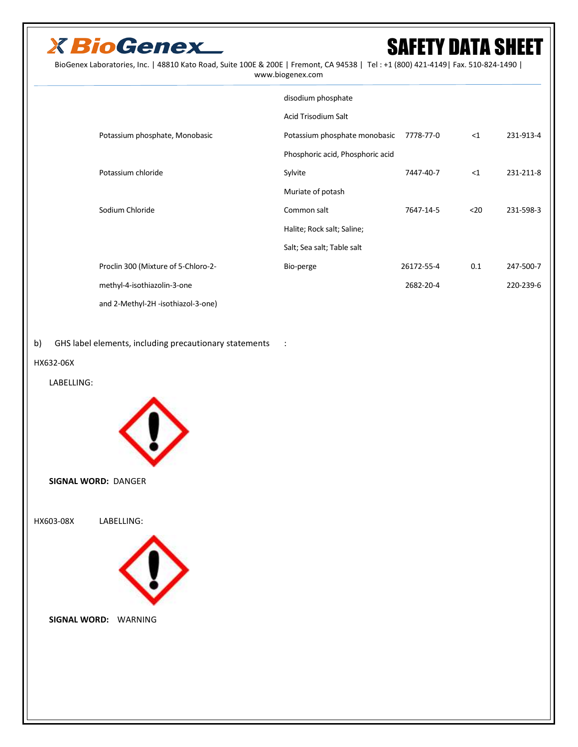| | | | | |
|---|---|---|---|---|
| | disodium phosphate | | | |
| | Acid Trisodium Salt | | | |
| Potassium phosphate, Monobasic | Potassium phosphate monobasic | 7778-77-0 | <1 | 231-913-4 |
| | Phosphoric acid, Phosphoric acid | | | |
| Potassium chloride | Sylvite | 7447-40-7 | <1 | 231-211-8 |
| | Muriate of potash | | | |
| Sodium Chloride | Common salt | 7647-14-5 | <20 | 231-598-3 |
| | Halite; Rock salt; Saline; | | | |
| | Salt; Sea salt; Table salt | | | |
| Proclin 300 (Mixture of 5-Chloro-2-methyl-4-isothiazolin-3-one and 2-Methyl-2H -isothiazol-3-one) | Bio-perge | 26172-55-4<br>2682-20-4 | 0.1 | 247-500-7<br>220-239-6 |

b) GHS label elements, including precautionary statements :

HX632-06X

LABELLING:

**SIGNAL WORD:** DANGER

HX603-08X LABELLING:

**SIGNAL WORD:** WARNING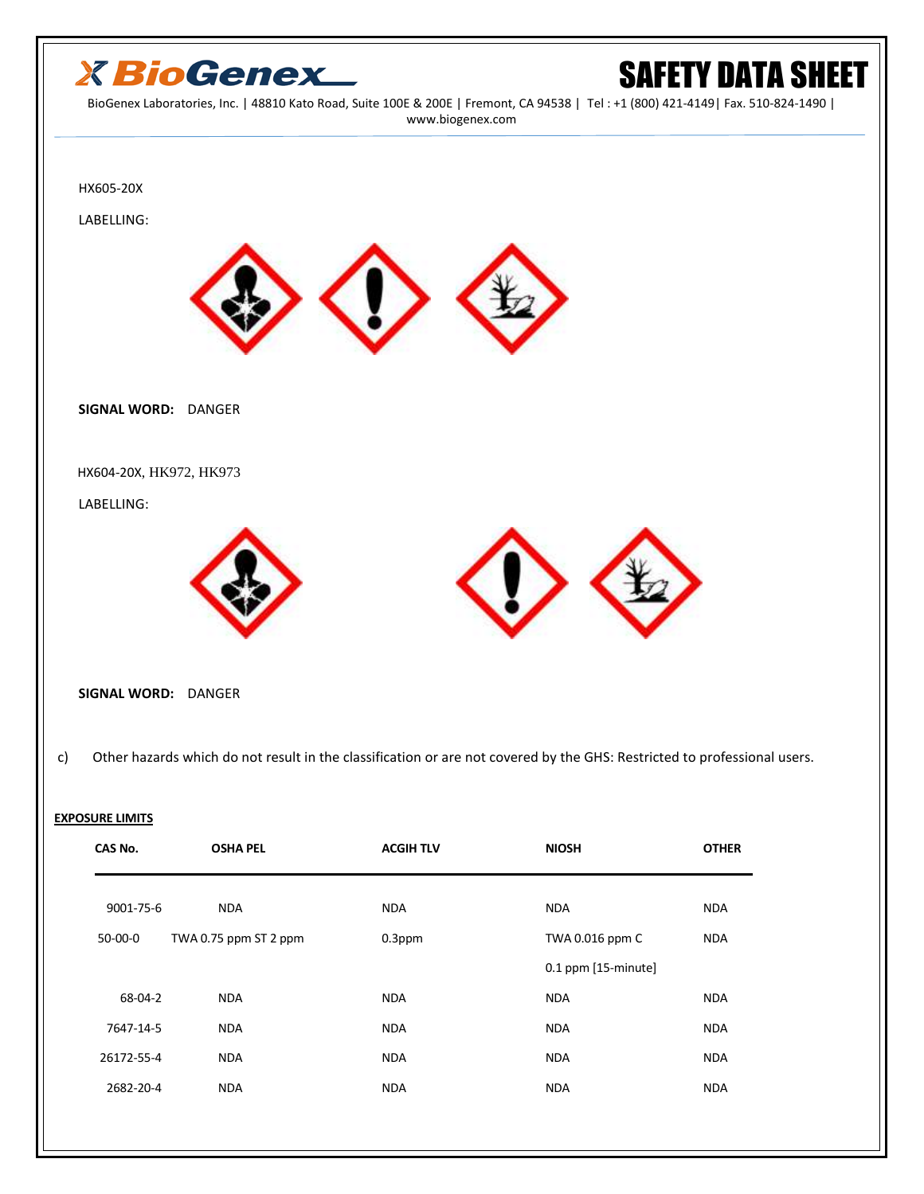HX605-20X

LABELLING:

**SIGNAL WORD:** DANGER

HX604-20X, HK972, HK973

LABELLING:

**SIGNAL WORD:** DANGER

c) Other hazards which do not result in the classification or are not covered by the GHS: Restricted to professional users.

**EXPOSURE LIMITS**

| CAS No. | OSHA PEL | ACGIH TLV | NIOSH | OTHER |
|---|---|---|---|---|
| 9001-75-6 | NDA | NDA | NDA | NDA |
| 50-00-0 | TWA 0.75 ppm ST 2 ppm | 0.3ppm | TWA 0.016 ppm C 0.1 ppm [15-minute] | NDA |
| 68-04-2 | NDA | NDA | NDA | NDA |
| 7647-14-5 | NDA | NDA | NDA | NDA |
| 26172-55-4 | NDA | NDA | NDA | NDA |
| 2682-20-4 | NDA | NDA | NDA | NDA |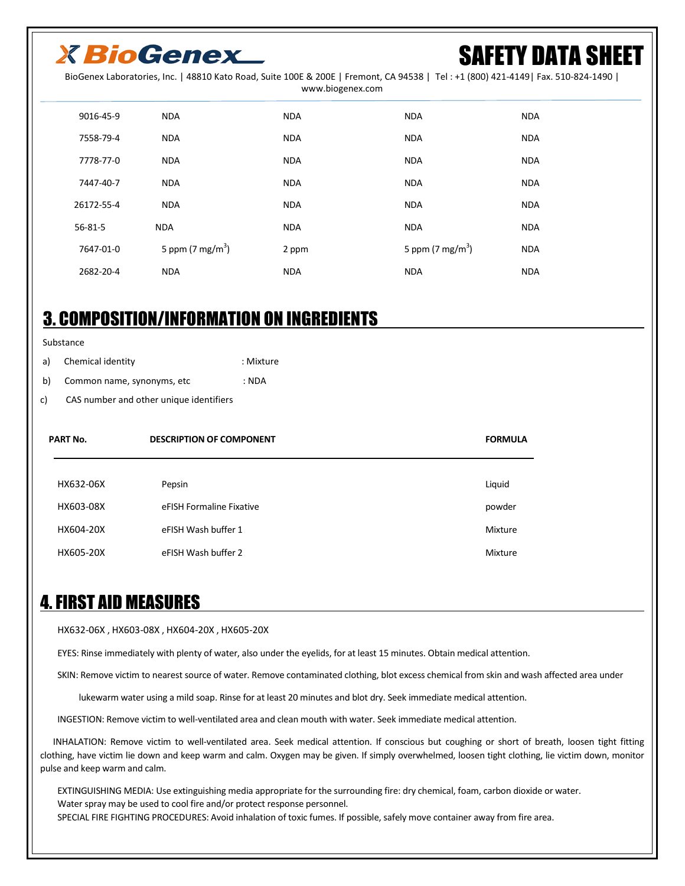| | | | | |
|---|---|---|---|---|
| 9016-45-9 | NDA | NDA | NDA | NDA |
| 7558-79-4 | NDA | NDA | NDA | NDA |
| 7778-77-0 | NDA | NDA | NDA | NDA |
| 7447-40-7 | NDA | NDA | NDA | NDA |
| 26172-55-4 | NDA | NDA | NDA | NDA |
| 56-81-5 | NDA | NDA | NDA | NDA |
| 7647-01-0 | 5 ppm (7 $mg/m^3$) | 2 ppm | 5 ppm (7 $mg/m^3$) | NDA |
| 2682-20-4 | NDA | NDA | NDA | NDA |

## 3. COMPOSITION/INFORMATION ON INGREDIENTS

Substance

a) Chemical identity : Mixture

b) Common name, synonyms, etc : NDA

c) CAS number and other unique identifiers

| PART No. | DESCRIPTION OF COMPONENT | FORMULA |
|---|---|---|
| HX632-06X | Pepsin | Liquid |
| HX603-08X | eFISH Formaline Fixative | powder |
| HX604-20X | eFISH Wash buffer 1 | Mixture |
| HX605-20X | eFISH Wash buffer 2 | Mixture |

## 4. FIRST AID MEASURES

HX632-06X , HX603-08X , HX604-20X , HX605-20X

EYES: Rinse immediately with plenty of water, also under the eyelids, for at least 15 minutes. Obtain medical attention.

SKIN: Remove victim to nearest source of water. Remove contaminated clothing, blot excess chemical from skin and wash affected area under lukewarm water using a mild soap. Rinse for at least 20 minutes and blot dry. Seek immediate medical attention.

INGESTION: Remove victim to well-ventilated area and clean mouth with water. Seek immediate medical attention.

INHALATION: Remove victim to well-ventilated area. Seek medical attention. If conscious but coughing or short of breath, loosen tight fitting clothing, have victim lie down and keep warm and calm. Oxygen may be given. If simply overwhelmed, loosen tight clothing, lie victim down, monitor pulse and keep warm and calm.

EXTINGUISHING MEDIA: Use extinguishing media appropriate for the surrounding fire: dry chemical, foam, carbon dioxide or water.
Water spray may be used to cool fire and/or protect response personnel.
SPECIAL FIRE FIGHTING PROCEDURES: Avoid inhalation of toxic fumes. If possible, safely move container away from fire area.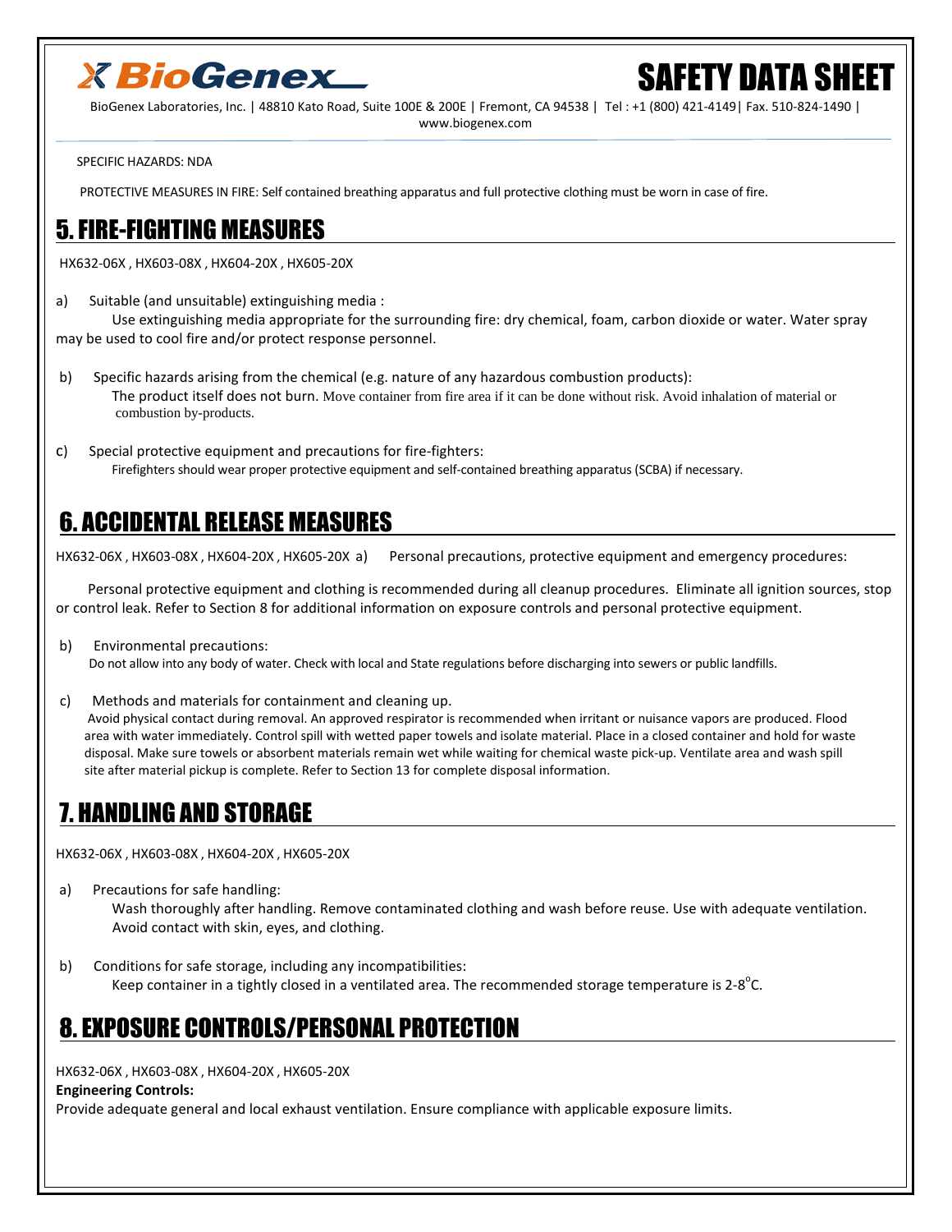SPECIFIC HAZARDS: NDA

PROTECTIVE MEASURES IN FIRE: Self contained breathing apparatus and full protective clothing must be worn in case of fire.

## 5. FIRE-FIGHTING MEASURES

HX632-06X , HX603-08X , HX604-20X , HX605-20X

a) Suitable (and unsuitable) extinguishing media :

Use extinguishing media appropriate for the surrounding fire: dry chemical, foam, carbon dioxide or water. Water spray may be used to cool fire and/or protect response personnel.

b) Specific hazards arising from the chemical (e.g. nature of any hazardous combustion products):

The product itself does not burn. Move container from fire area if it can be done without risk. Avoid inhalation of material or combustion by-products.

c) Special protective equipment and precautions for fire-fighters:

Firefighters should wear proper protective equipment and self-contained breathing apparatus (SCBA) if necessary.

## 6. ACCIDENTAL RELEASE MEASURES

HX632-06X , HX603-08X , HX604-20X , HX605-20X a) Personal precautions, protective equipment and emergency procedures:

Personal protective equipment and clothing is recommended during all cleanup procedures. Eliminate all ignition sources, stop or control leak. Refer to Section 8 for additional information on exposure controls and personal protective equipment.

b) Environmental precautions:

Do not allow into any body of water. Check with local and State regulations before discharging into sewers or public landfills.

c) Methods and materials for containment and cleaning up.

Avoid physical contact during removal. An approved respirator is recommended when irritant or nuisance vapors are produced. Flood area with water immediately. Control spill with wetted paper towels and isolate material. Place in a closed container and hold for waste disposal. Make sure towels or absorbent materials remain wet while waiting for chemical waste pick-up. Ventilate area and wash spill site after material pickup is complete. Refer to Section 13 for complete disposal information.

## 7. HANDLING AND STORAGE

HX632-06X , HX603-08X , HX604-20X , HX605-20X

a) Precautions for safe handling:

Wash thoroughly after handling. Remove contaminated clothing and wash before reuse. Use with adequate ventilation. Avoid contact with skin, eyes, and clothing.

b) Conditions for safe storage, including any incompatibilities:

Keep container in a tightly closed in a ventilated area. The recommended storage temperature is 2-8$^{o}$C.

## 8. EXPOSURE CONTROLS/PERSONAL PROTECTION

HX632-06X , HX603-08X , HX604-20X , HX605-20X

**Engineering Controls:**

Provide adequate general and local exhaust ventilation. Ensure compliance with applicable exposure limits.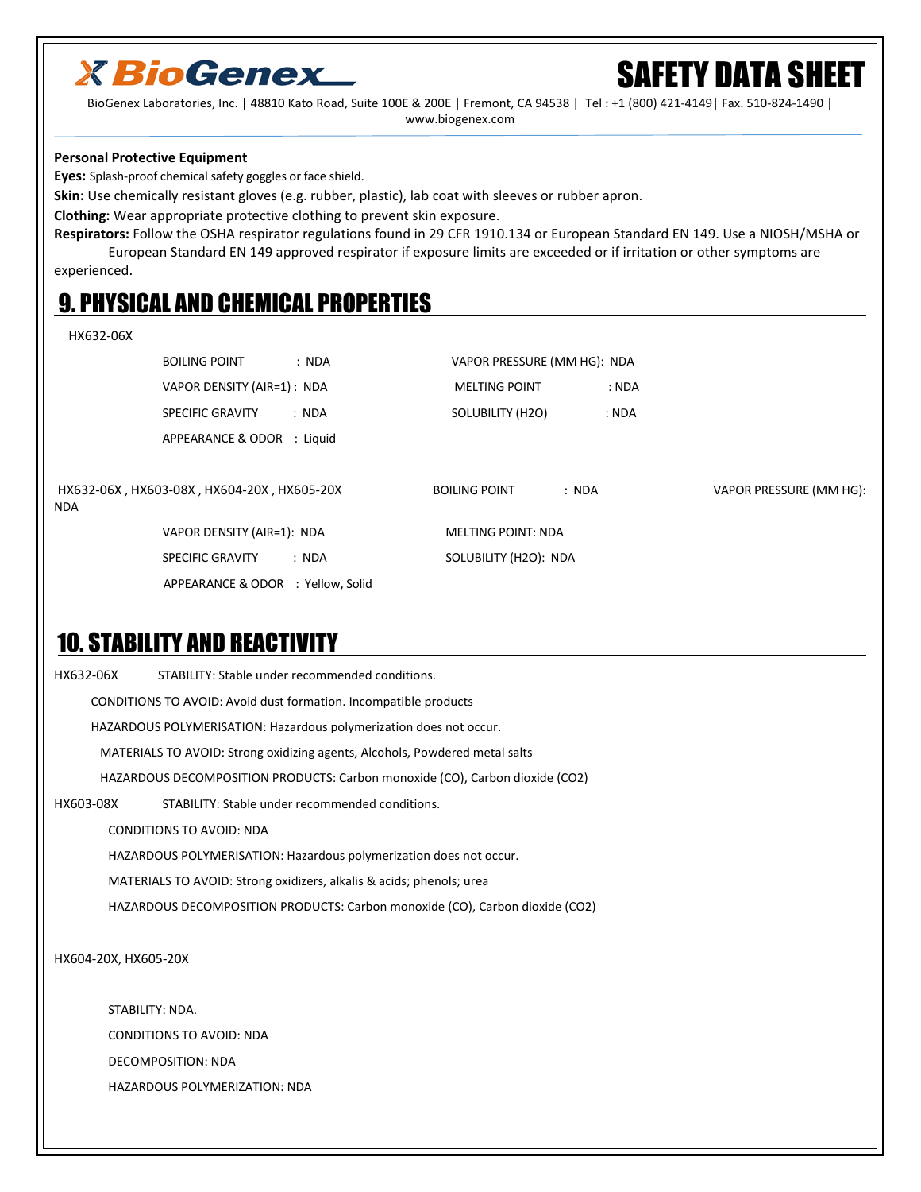**Personal Protective Equipment**

**Eyes:** Splash-proof chemical safety goggles or face shield.

**Skin:** Use chemically resistant gloves (e.g. rubber, plastic), lab coat with sleeves or rubber apron.

**Clothing:** Wear appropriate protective clothing to prevent skin exposure.

**Respirators:** Follow the OSHA respirator regulations found in 29 CFR 1910.134 or European Standard EN 149. Use a NIOSH/MSHA or European Standard EN 149 approved respirator if exposure limits are exceeded or if irritation or other symptoms are experienced.

# 9. PHYSICAL AND CHEMICAL PROPERTIES

HX632-06X

BOILING POINT : NDA

VAPOR PRESSURE (MM HG): NDA

VAPOR DENSITY (AIR=1) : NDA

MELTING POINT : NDA

SPECIFIC GRAVITY : NDA

SOLUBILITY (H2O) : NDA

APPEARANCE & ODOR : Liquid

HX632-06X , HX603-08X , HX604-20X , HX605-20X

BOILING POINT : NDA

VAPOR PRESSURE (MM HG): NDA

VAPOR DENSITY (AIR=1): NDA

MELTING POINT: NDA

SPECIFIC GRAVITY : NDA

SOLUBILITY (H2O): NDA

APPEARANCE & ODOR : Yellow, Solid

# 10. STABILITY AND REACTIVITY

HX632-06X STABILITY: Stable under recommended conditions.

CONDITIONS TO AVOID: Avoid dust formation. Incompatible products

HAZARDOUS POLYMERISATION: Hazardous polymerization does not occur.

MATERIALS TO AVOID: Strong oxidizing agents, Alcohols, Powdered metal salts

HAZARDOUS DECOMPOSITION PRODUCTS: Carbon monoxide (CO), Carbon dioxide ($CO_2$)

HX603-08X STABILITY: Stable under recommended conditions.

CONDITIONS TO AVOID: NDA

HAZARDOUS POLYMERISATION: Hazardous polymerization does not occur.

MATERIALS TO AVOID: Strong oxidizers, alkalis & acids; phenols; urea

HAZARDOUS DECOMPOSITION PRODUCTS: Carbon monoxide (CO), Carbon dioxide ($CO_2$)

HX604-20X, HX605-20X

STABILITY: NDA.

CONDITIONS TO AVOID: NDA

DECOMPOSITION: NDA

HAZARDOUS POLYMERIZATION: NDA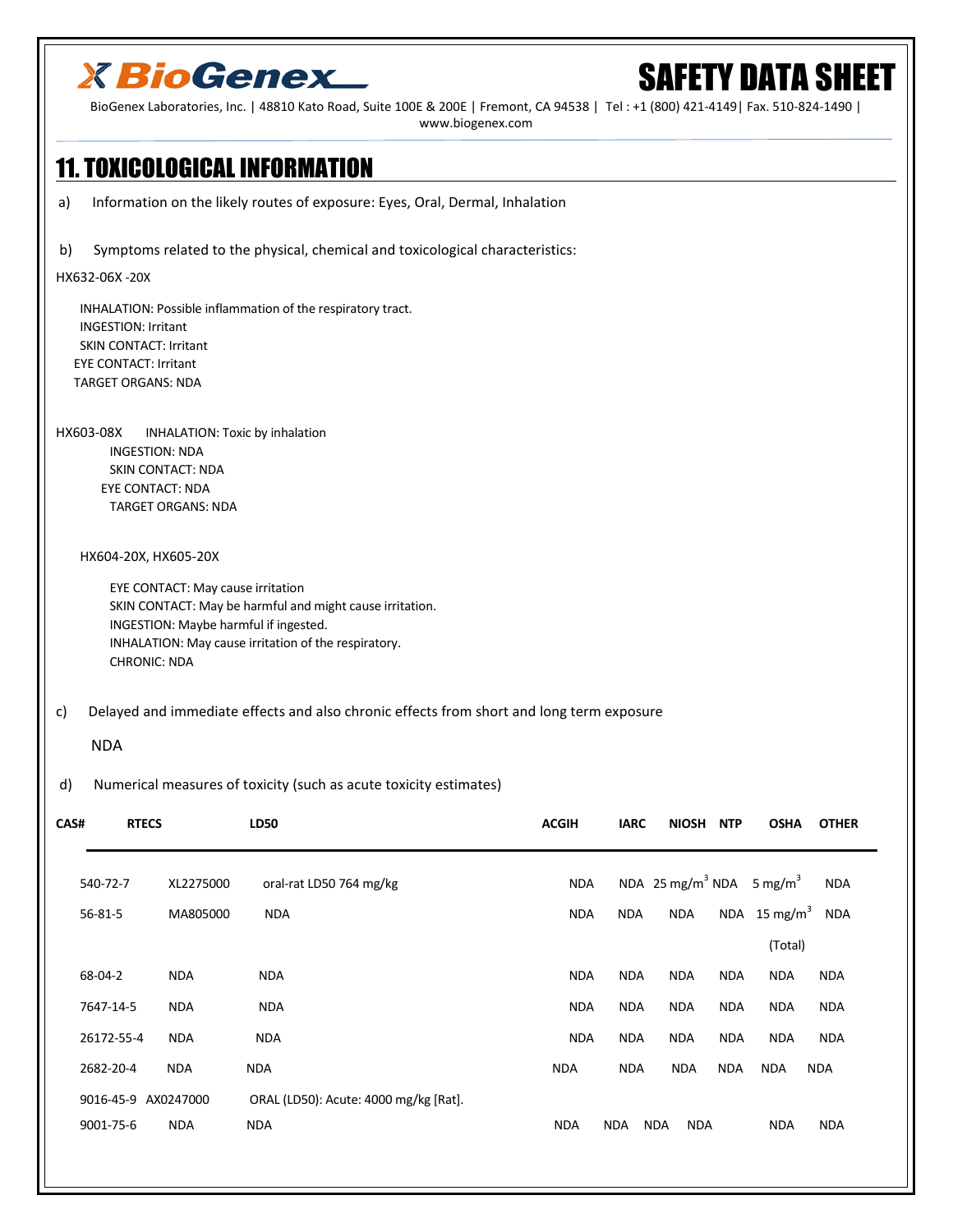## 11. TOXICOLOGICAL INFORMATION

a) Information on the likely routes of exposure: Eyes, Oral, Dermal, Inhalation

b) Symptoms related to the physical, chemical and toxicological characteristics:

HX632-06X -20X

INHALATION: Possible inflammation of the respiratory tract.
INGESTION: Irritant
SKIN CONTACT: Irritant
EYE CONTACT: Irritant
TARGET ORGANS: NDA

HX603-08X INHALATION: Toxic by inhalation
INGESTION: NDA
SKIN CONTACT: NDA
EYE CONTACT: NDA
TARGET ORGANS: NDA

HX604-20X, HX605-20X

EYE CONTACT: May cause irritation
SKIN CONTACT: May be harmful and might cause irritation.
INGESTION: Maybe harmful if ingested.
INHALATION: May cause irritation of the respiratory.
CHRONIC: NDA

c) Delayed and immediate effects and also chronic effects from short and long term exposure

NDA

d) Numerical measures of toxicity (such as acute toxicity estimates)

| CAS# | RTECS | LD50 | ACGIH | IARC | NIOSH | NTP | OSHA | OTHER |
|---|---|---|---|---|---|---|---|---|
| 540-72-7 | XL2275000 | oral-rat LD50 764 mg/kg | NDA | NDA | 25 $mg/m^3$ | NDA | 5 $mg/m^3$ | NDA |
| 56-81-5 | MA805000 | NDA | NDA | NDA | NDA | NDA | 15 $mg/m^3$ (Total) | NDA |
| 68-04-2 | NDA | NDA | NDA | NDA | NDA | NDA | NDA | NDA |
| 7647-14-5 | NDA | NDA | NDA | NDA | NDA | NDA | NDA | NDA |
| 26172-55-4 | NDA | NDA | NDA | NDA | NDA | NDA | NDA | NDA |
| 2682-20-4 | NDA | NDA | NDA | NDA | NDA | NDA | NDA | NDA |
| 9016-45-9 | AX0247000 | ORAL (LD50): Acute: 4000 mg/kg [Rat]. | | | | | | |
| 9001-75-6 | NDA | NDA | NDA | NDA | NDA | NDA | NDA | NDA |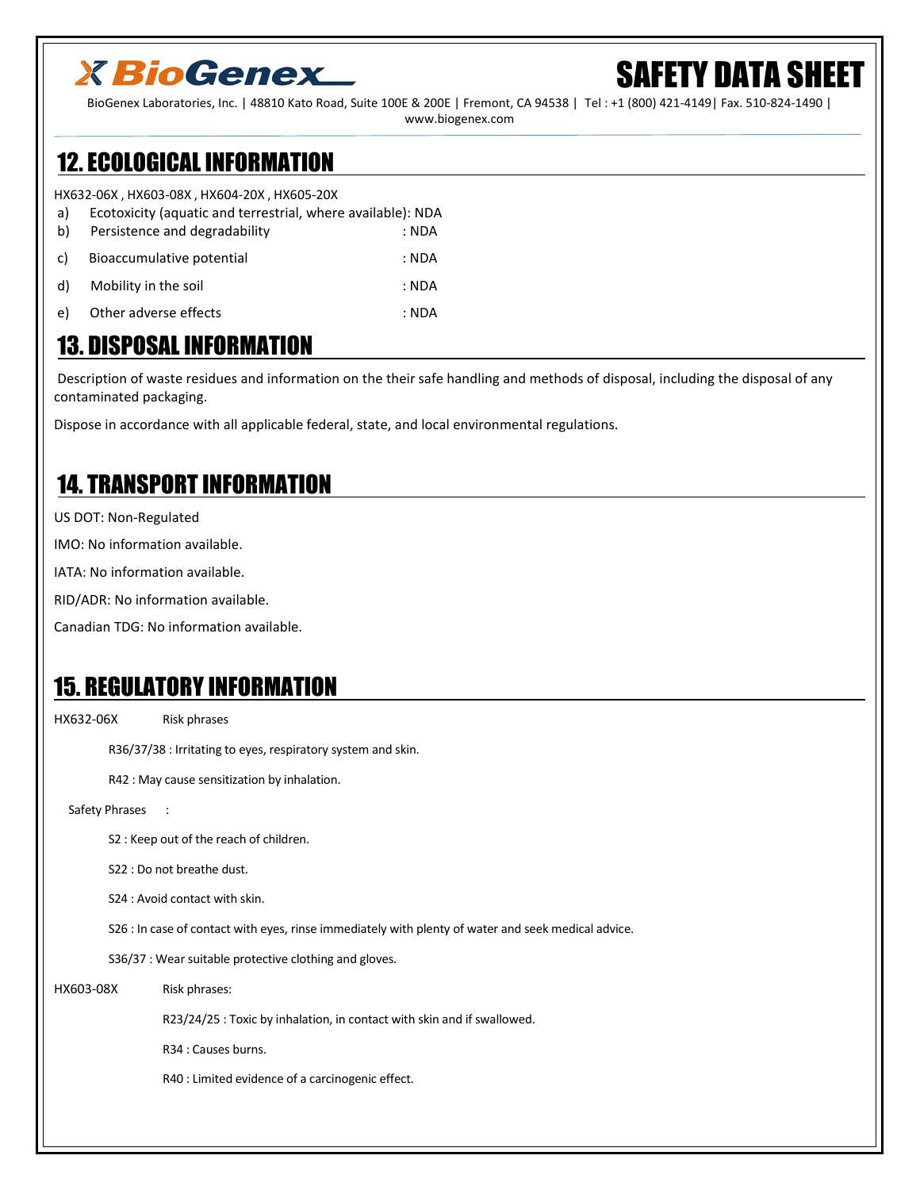## 12. ECOLOGICAL INFORMATION

HX632-06X , HX603-08X , HX604-20X , HX605-20X

a) Ecotoxicity (aquatic and terrestrial, where available): NDA
b) Persistence and degradability : NDA
c) Bioaccumulative potential : NDA
d) Mobility in the soil : NDA
e) Other adverse effects : NDA

## 13. DISPOSAL INFORMATION

Description of waste residues and information on the their safe handling and methods of disposal, including the disposal of any contaminated packaging.

Dispose in accordance with all applicable federal, state, and local environmental regulations.

## 14. TRANSPORT INFORMATION

US DOT: Non-Regulated

IMO: No information available.

IATA: No information available.

RID/ADR: No information available.

Canadian TDG: No information available.

## 15. REGULATORY INFORMATION

HX632-06X Risk phrases

R36/37/38 : Irritating to eyes, respiratory system and skin.

R42 : May cause sensitization by inhalation.

Safety Phrases :

S2 : Keep out of the reach of children.

S22 : Do not breathe dust.

S24 : Avoid contact with skin.

S26 : In case of contact with eyes, rinse immediately with plenty of water and seek medical advice.

S36/37 : Wear suitable protective clothing and gloves.

HX603-08X Risk phrases:

R23/24/25 : Toxic by inhalation, in contact with skin and if swallowed.

R34 : Causes burns.

R40 : Limited evidence of a carcinogenic effect.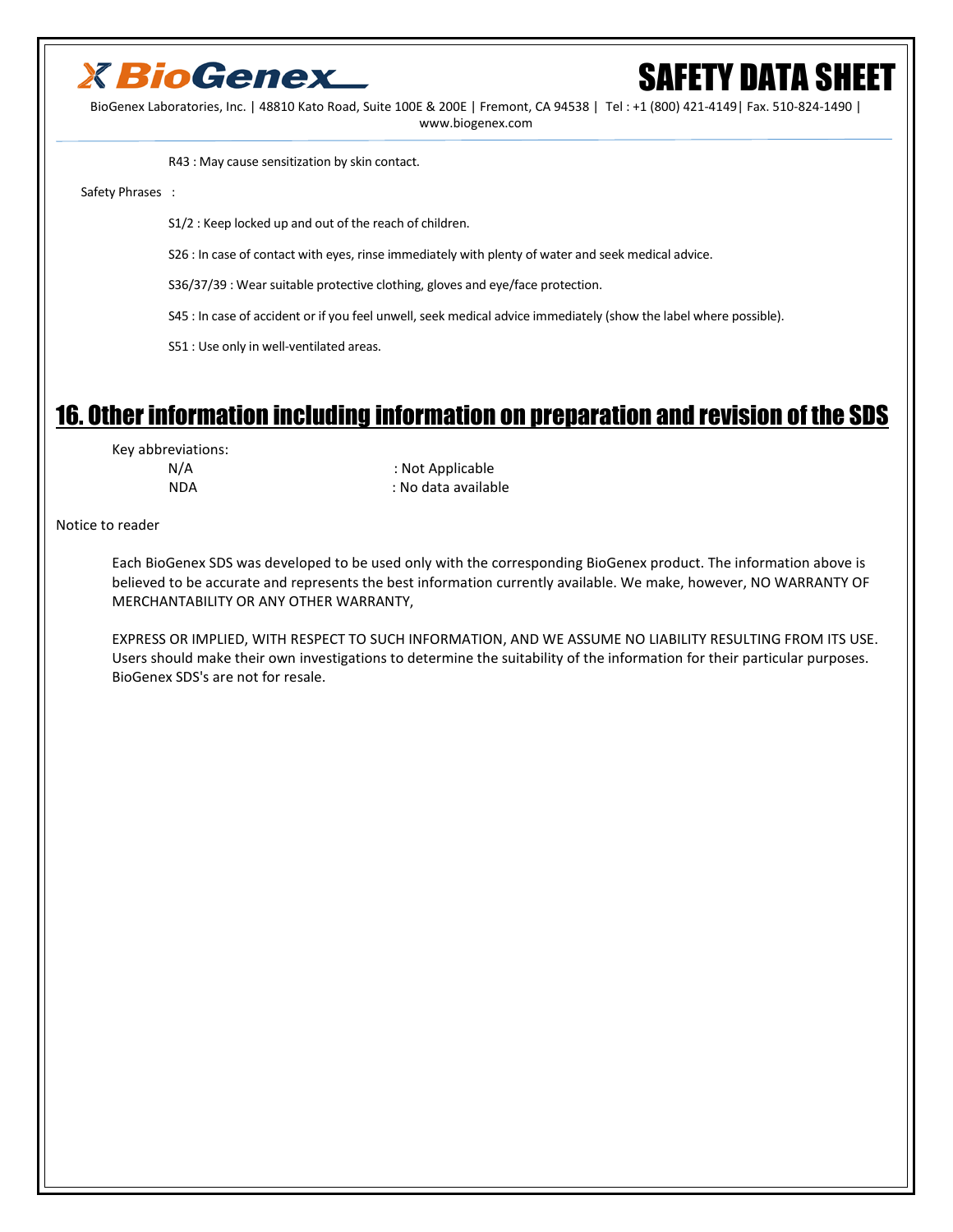R43 : May cause sensitization by skin contact.

Safety Phrases :

S1/2 : Keep locked up and out of the reach of children.

S26 : In case of contact with eyes, rinse immediately with plenty of water and seek medical advice.

S36/37/39 : Wear suitable protective clothing, gloves and eye/face protection.

S45 : In case of accident or if you feel unwell, seek medical advice immediately (show the label where possible).

S51 : Use only in well-ventilated areas.

## 16. Other information including information on preparation and revision of the SDS

Key abbreviations:

N/A : Not Applicable

NDA : No data available

Notice to reader

Each BioGenex SDS was developed to be used only with the corresponding BioGenex product. The information above is believed to be accurate and represents the best information currently available. We make, however, NO WARRANTY OF MERCHANTABILITY OR ANY OTHER WARRANTY,

EXPRESS OR IMPLIED, WITH RESPECT TO SUCH INFORMATION, AND WE ASSUME NO LIABILITY RESULTING FROM ITS USE. Users should make their own investigations to determine the suitability of the information for their particular purposes. BioGenex SDS's are not for resale.